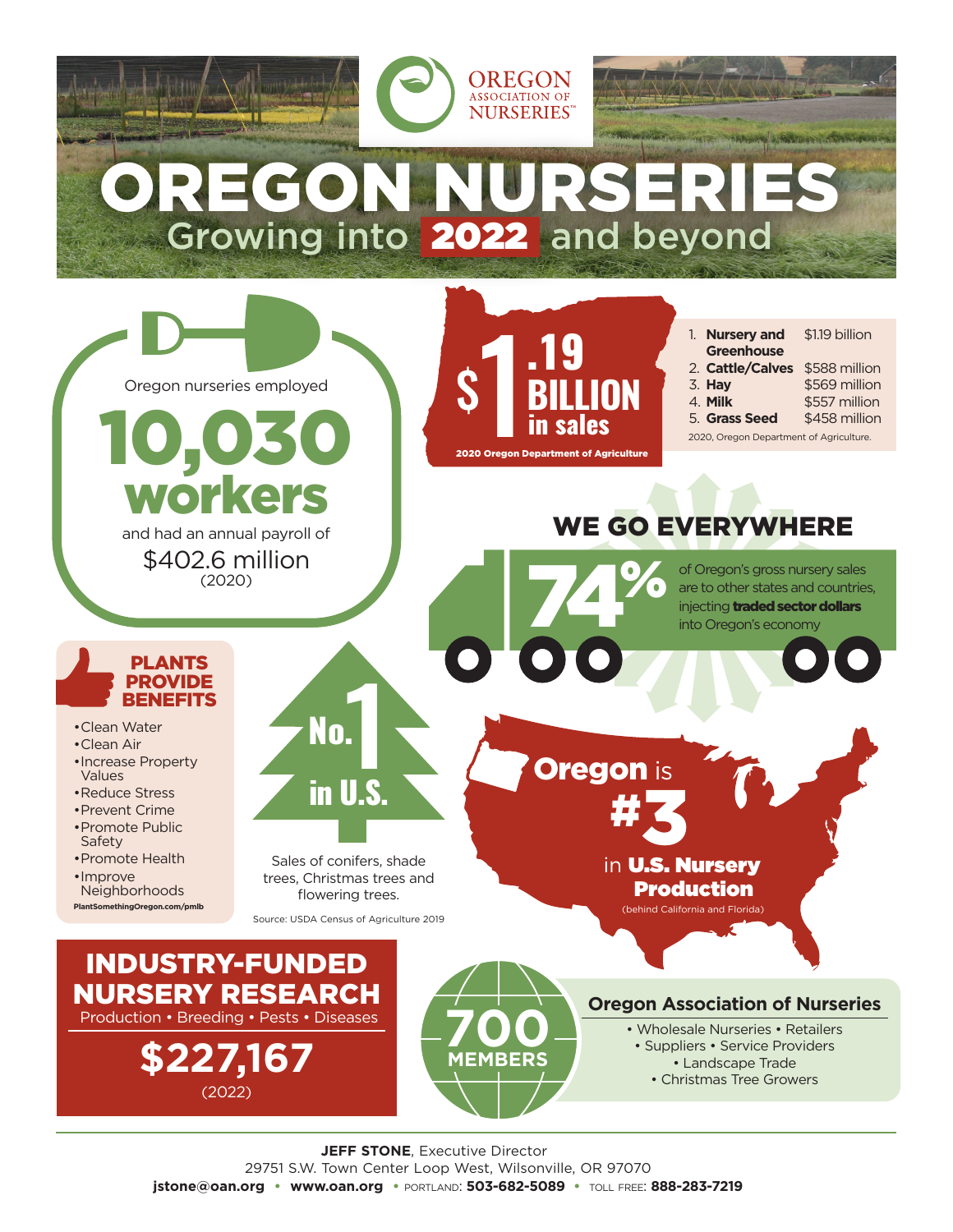OREGON ASSOCIATION OF NURSERIES™

# OREGON NURSERIES

## Growing into 2022 and beyond

Oregon nurseries employed

**10,030 workers**

and had an annual payroll of

$402.6 million
(2020)

**$1.19 BILLION in sales**

2020 Oregon Department of Agriculture

| | | |
|---|---|---|
| 1. | **Nursery and Greenhouse** | $1.19 billion |
| 2. | **Cattle/Calves** | $588 million |
| 3. | **Hay** | $569 million |
| 4. | **Milk** | $557 million |
| 5. | **Grass Seed** | $458 million |

2020, Oregon Department of Agriculture.

## WE GO EVERYWHERE

**74%** of Oregon's gross nursery sales are to other states and countries, injecting **traded sector dollars** into Oregon's economy

## PLANTS PROVIDE BENEFITS

- Clean Water
- Clean Air
- Increase Property Values
- Reduce Stress
- Prevent Crime
- Promote Public Safety
- Promote Health
- Improve Neighborhoods

PlantSomethingOregon.com/pmlb

**No. 1 in U.S.**

Sales of conifers, shade trees, Christmas trees and flowering trees.

Source: USDA Census of Agriculture 2019

**Oregon** is **#3** in **U.S. Nursery Production**
(behind California and Florida)

## INDUSTRY-FUNDED NURSERY RESEARCH

Production • Breeding • Pests • Diseases

**$227,167**
(2022)

**700 MEMBERS**

### Oregon Association of Nurseries

- Wholesale Nurseries • Retailers
- Suppliers • Service Providers
- Landscape Trade
- Christmas Tree Growers

**JEFF STONE**, Executive Director
29751 S.W. Town Center Loop West, Wilsonville, OR 97070
**jstone@oan.org** • **www.oan.org** • PORTLAND: **503-682-5089** • TOLL FREE: **888-283-7219**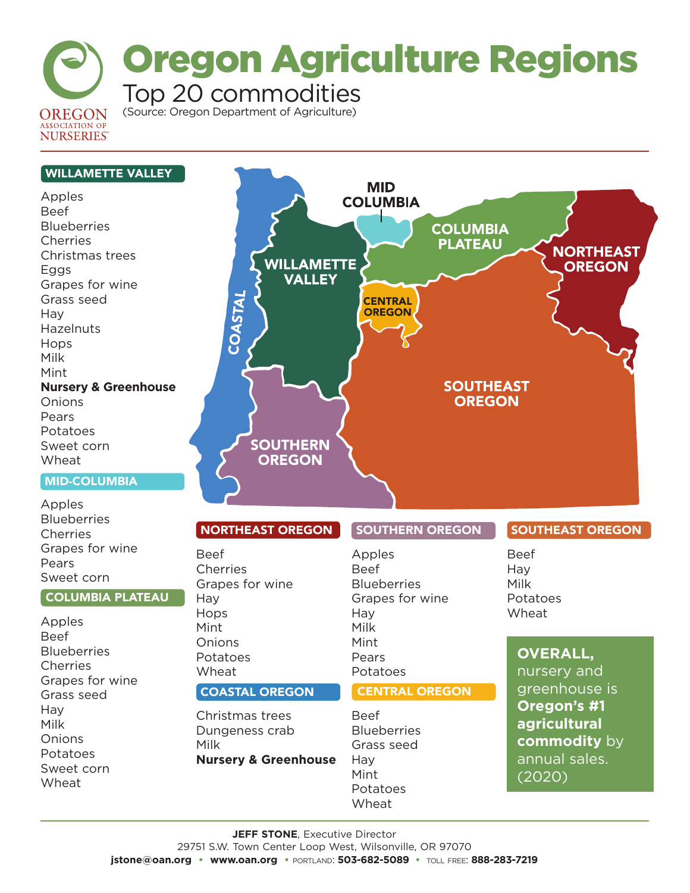# Oregon Agriculture Regions

## Top 20 commodities

(Source: Oregon Department of Agriculture)

OREGON ASSOCIATION OF NURSERIES

MID COLUMBIA
COLUMBIA PLATEAU
NORTHEAST OREGON
WILLAMETTE VALLEY
COASTAL
CENTRAL OREGON
SOUTHEAST OREGON
SOUTHERN OREGON

### WILLAMETTE VALLEY

- Apples
- Beef
- Blueberries
- Cherries
- Christmas trees
- Eggs
- Grapes for wine
- Grass seed
- Hay
- Hazelnuts
- Hops
- Milk
- Mint
- **Nursery & Greenhouse**
- Onions
- Pears
- Potatoes
- Sweet corn
- Wheat

### MID-COLUMBIA

- Apples
- Blueberries
- Cherries
- Grapes for wine
- Pears
- Sweet corn

### COLUMBIA PLATEAU

- Apples
- Beef
- Blueberries
- Cherries
- Grapes for wine
- Grass seed
- Hay
- Milk
- Onions
- Potatoes
- Sweet corn
- Wheat

### NORTHEAST OREGON

- Beef
- Cherries
- Grapes for wine
- Hay
- Hops
- Mint
- Onions
- Potatoes
- Wheat

### COASTAL OREGON

- Christmas trees
- Dungeness crab
- Milk
- **Nursery & Greenhouse**

### SOUTHERN OREGON

- Apples
- Beef
- Blueberries
- Grapes for wine
- Hay
- Milk
- Mint
- Pears
- Potatoes

### CENTRAL OREGON

- Beef
- Blueberries
- Grass seed
- Hay
- Mint
- Potatoes
- Wheat

### SOUTHEAST OREGON

- Beef
- Hay
- Milk
- Potatoes
- Wheat

**OVERALL,** nursery and greenhouse is **Oregon's #1 agricultural commodity** by annual sales. (2020)

**JEFF STONE**, Executive Director
29751 S.W. Town Center Loop West, Wilsonville, OR 97070
**jstone@oan.org** • **www.oan.org** • PORTLAND: **503-682-5089** • TOLL FREE: **888-283-7219**